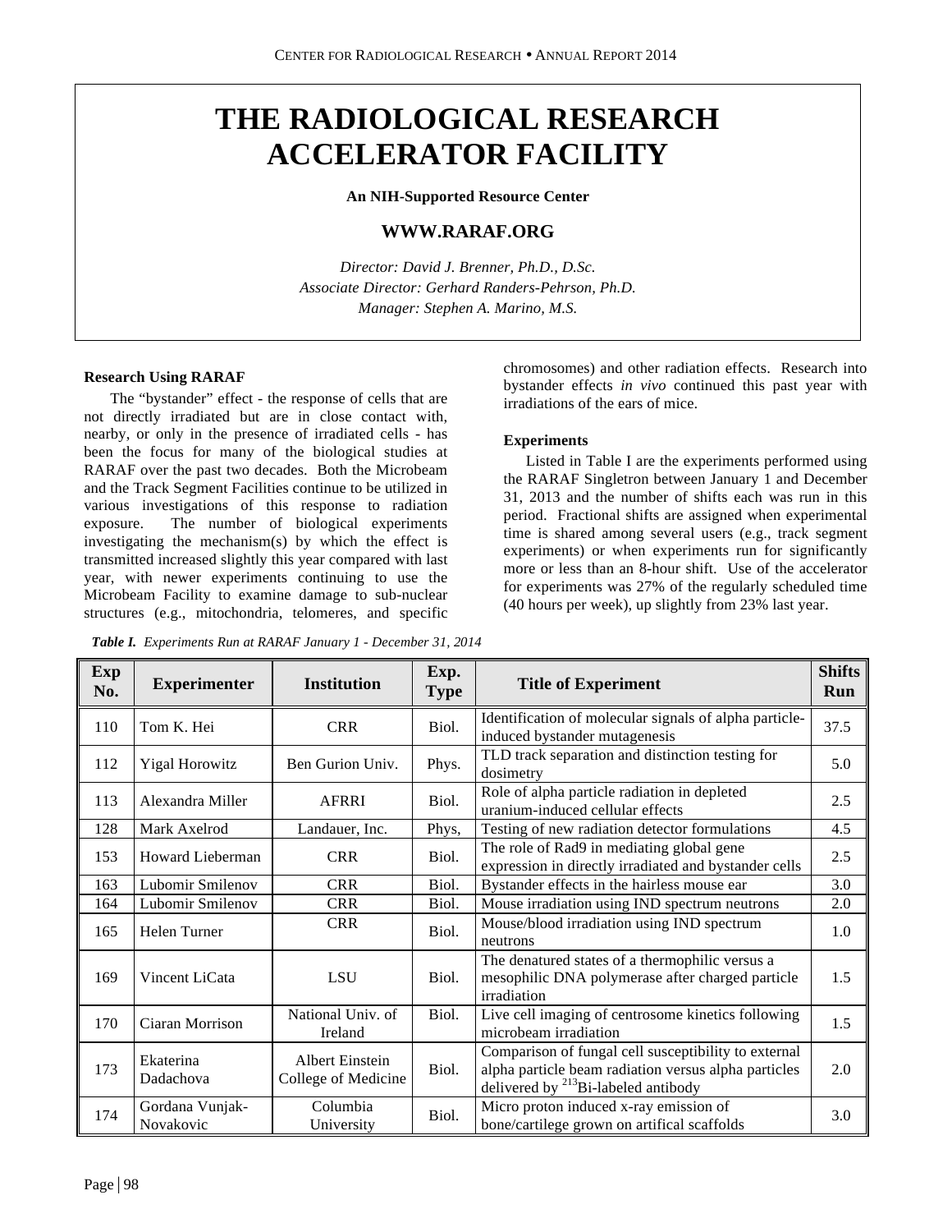# THE RADIOLOGICAL RESEARCH ACCELERATOR FACILITY

**An NIH-Supported Resource Center**

**WWW.RARAF.ORG**

*Director: David J. Brenner, Ph.D., D.Sc.*
*Associate Director: Gerhard Randers-Pehrson, Ph.D.*
*Manager: Stephen A. Marino, M.S.*

### Research Using RARAF

The "bystander" effect - the response of cells that are not directly irradiated but are in close contact with, nearby, or only in the presence of irradiated cells - has been the focus for many of the biological studies at RARAF over the past two decades. Both the Microbeam and the Track Segment Facilities continue to be utilized in various investigations of this response to radiation exposure. The number of biological experiments investigating the mechanism(s) by which the effect is transmitted increased slightly this year compared with last year, with newer experiments continuing to use the Microbeam Facility to examine damage to sub-nuclear structures (e.g., mitochondria, telomeres, and specific chromosomes) and other radiation effects. Research into bystander effects *in vivo* continued this past year with irradiations of the ears of mice.

### Experiments

Listed in Table I are the experiments performed using the RARAF Singletron between January 1 and December 31, 2013 and the number of shifts each was run in this period. Fractional shifts are assigned when experimental time is shared among several users (e.g., track segment experiments) or when experiments run for significantly more or less than an 8-hour shift. Use of the accelerator for experiments was 27% of the regularly scheduled time (40 hours per week), up slightly from 23% last year.

***Table I.** Experiments Run at RARAF January 1 - December 31, 2014*

| Exp No. | Experimenter | Institution | Exp. Type | Title of Experiment | Shifts Run |
|---|---|---|---|---|---|
| 110 | Tom K. Hei | CRR | Biol. | Identification of molecular signals of alpha particle-induced bystander mutagenesis | 37.5 |
| 112 | Yigal Horowitz | Ben Gurion Univ. | Phys. | TLD track separation and distinction testing for dosimetry | 5.0 |
| 113 | Alexandra Miller | AFRRI | Biol. | Role of alpha particle radiation in depleted uranium-induced cellular effects | 2.5 |
| 128 | Mark Axelrod | Landauer, Inc. | Phys, | Testing of new radiation detector formulations | 4.5 |
| 153 | Howard Lieberman | CRR | Biol. | The role of Rad9 in mediating global gene expression in directly irradiated and bystander cells | 2.5 |
| 163 | Lubomir Smilenov | CRR | Biol. | Bystander effects in the hairless mouse ear | 3.0 |
| 164 | Lubomir Smilenov | CRR | Biol. | Mouse irradiation using IND spectrum neutrons | 2.0 |
| 165 | Helen Turner | CRR | Biol. | Mouse/blood irradiation using IND spectrum neutrons | 1.0 |
| 169 | Vincent LiCata | LSU | Biol. | The denatured states of a thermophilic versus a mesophilic DNA polymerase after charged particle irradiation | 1.5 |
| 170 | Ciaran Morrison | National Univ. of Ireland | Biol. | Live cell imaging of centrosome kinetics following microbeam irradiation | 1.5 |
| 173 | Ekaterina Dadachova | Albert Einstein College of Medicine | Biol. | Comparison of fungal cell susceptibility to external alpha particle beam radiation versus alpha particles delivered by $^{213}$Bi-labeled antibody | 2.0 |
| 174 | Gordana Vunjak-Novakovic | Columbia University | Biol. | Micro proton induced x-ray emission of bone/cartilege grown on artifical scaffolds | 3.0 |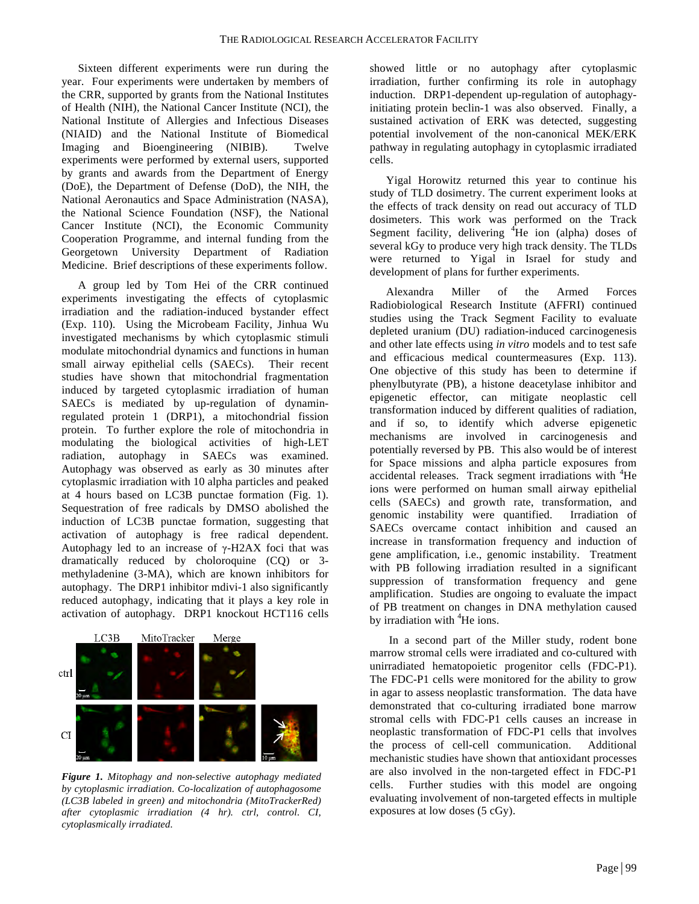Sixteen different experiments were run during the year. Four experiments were undertaken by members of the CRR, supported by grants from the National Institutes of Health (NIH), the National Cancer Institute (NCI), the National Institute of Allergies and Infectious Diseases (NIAID) and the National Institute of Biomedical Imaging and Bioengineering (NIBIB). Twelve experiments were performed by external users, supported by grants and awards from the Department of Energy (DoE), the Department of Defense (DoD), the NIH, the National Aeronautics and Space Administration (NASA), the National Science Foundation (NSF), the National Cancer Institute (NCI), the Economic Community Cooperation Programme, and internal funding from the Georgetown University Department of Radiation Medicine. Brief descriptions of these experiments follow.

A group led by Tom Hei of the CRR continued experiments investigating the effects of cytoplasmic irradiation and the radiation-induced bystander effect (Exp. 110). Using the Microbeam Facility, Jinhua Wu investigated mechanisms by which cytoplasmic stimuli modulate mitochondrial dynamics and functions in human small airway epithelial cells (SAECs). Their recent studies have shown that mitochondrial fragmentation induced by targeted cytoplasmic irradiation of human SAECs is mediated by up-regulation of dynamin-regulated protein 1 (DRP1), a mitochondrial fission protein. To further explore the role of mitochondria in modulating the biological activities of high-LET radiation, autophagy in SAECs was examined. Autophagy was observed as early as 30 minutes after cytoplasmic irradiation with 10 alpha particles and peaked at 4 hours based on LC3B punctae formation (Fig. 1). Sequestration of free radicals by DMSO abolished the induction of LC3B punctae formation, suggesting that activation of autophagy is free radical dependent. Autophagy led to an increase of γ-H2AX foci that was dramatically reduced by choloroquine (CQ) or 3-methyladenine (3-MA), which are known inhibitors for autophagy. The DRP1 inhibitor mdivi-1 also significantly reduced autophagy, indicating that it plays a key role in activation of autophagy. DRP1 knockout HCT116 cells showed little or no autophagy after cytoplasmic irradiation, further confirming its role in autophagy induction. DRP1-dependent up-regulation of autophagy-initiating protein beclin-1 was also observed. Finally, a sustained activation of ERK was detected, suggesting potential involvement of the non-canonical MEK/ERK pathway in regulating autophagy in cytoplasmic irradiated cells.

*Figure 1. Mitophagy and non-selective autophagy mediated by cytoplasmic irradiation. Co-localization of autophagosome (LC3B labeled in green) and mitochondria (MitoTrackerRed) after cytoplasmic irradiation (4 hr). ctrl, control. CI, cytoplasmically irradiated.*

Yigal Horowitz returned this year to continue his study of TLD dosimetry. The current experiment looks at the effects of track density on read out accuracy of TLD dosimeters. This work was performed on the Track Segment facility, delivering $^{4}$He ion (alpha) doses of several kGy to produce very high track density. The TLDs were returned to Yigal in Israel for study and development of plans for further experiments.

Alexandra Miller of the Armed Forces Radiobiological Research Institute (AFFRI) continued studies using the Track Segment Facility to evaluate depleted uranium (DU) radiation-induced carcinogenesis and other late effects using *in vitro* models and to test safe and efficacious medical countermeasures (Exp. 113). One objective of this study has been to determine if phenylbutyrate (PB), a histone deacetylase inhibitor and epigenetic effector, can mitigate neoplastic cell transformation induced by different qualities of radiation, and if so, to identify which adverse epigenetic mechanisms are involved in carcinogenesis and potentially reversed by PB. This also would be of interest for Space missions and alpha particle exposures from accidental releases. Track segment irradiations with $^{4}$He ions were performed on human small airway epithelial cells (SAECs) and growth rate, transformation, and genomic instability were quantified. Irradiation of SAECs overcame contact inhibition and caused an increase in transformation frequency and induction of gene amplification, i.e., genomic instability. Treatment with PB following irradiation resulted in a significant suppression of transformation frequency and gene amplification. Studies are ongoing to evaluate the impact of PB treatment on changes in DNA methylation caused by irradiation with $^{4}$He ions.

In a second part of the Miller study, rodent bone marrow stromal cells were irradiated and co-cultured with unirradiated hematopoietic progenitor cells (FDC-P1). The FDC-P1 cells were monitored for the ability to grow in agar to assess neoplastic transformation. The data have demonstrated that co-culturing irradiated bone marrow stromal cells with FDC-P1 cells causes an increase in neoplastic transformation of FDC-P1 cells that involves the process of cell-cell communication. Additional mechanistic studies have shown that antioxidant processes are also involved in the non-targeted effect in FDC-P1 cells. Further studies with this model are ongoing evaluating involvement of non-targeted effects in multiple exposures at low doses (5 cGy).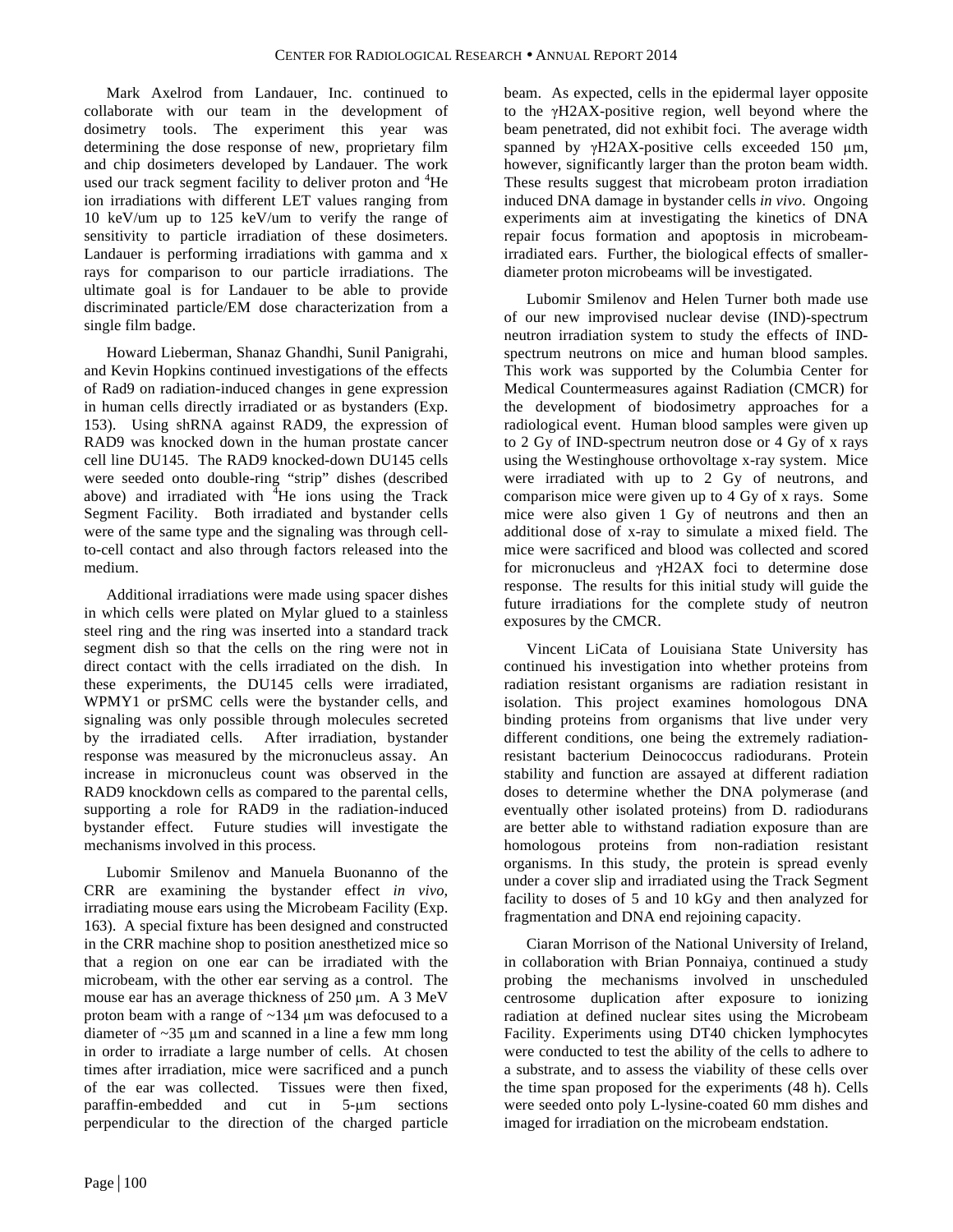Mark Axelrod from Landauer, Inc. continued to collaborate with our team in the development of dosimetry tools. The experiment this year was determining the dose response of new, proprietary film and chip dosimeters developed by Landauer. The work used our track segment facility to deliver proton and $^{4}$He ion irradiations with different LET values ranging from 10 keV/um up to 125 keV/um to verify the range of sensitivity to particle irradiation of these dosimeters. Landauer is performing irradiations with gamma and x rays for comparison to our particle irradiations. The ultimate goal is for Landauer to be able to provide discriminated particle/EM dose characterization from a single film badge.

Howard Lieberman, Shanaz Ghandhi, Sunil Panigrahi, and Kevin Hopkins continued investigations of the effects of Rad9 on radiation-induced changes in gene expression in human cells directly irradiated or as bystanders (Exp. 153). Using shRNA against RAD9, the expression of RAD9 was knocked down in the human prostate cancer cell line DU145. The RAD9 knocked-down DU145 cells were seeded onto double-ring "strip" dishes (described above) and irradiated with $^{4}$He ions using the Track Segment Facility. Both irradiated and bystander cells were of the same type and the signaling was through cell-to-cell contact and also through factors released into the medium.

Additional irradiations were made using spacer dishes in which cells were plated on Mylar glued to a stainless steel ring and the ring was inserted into a standard track segment dish so that the cells on the ring were not in direct contact with the cells irradiated on the dish. In these experiments, the DU145 cells were irradiated, WPMY1 or prSMC cells were the bystander cells, and signaling was only possible through molecules secreted by the irradiated cells. After irradiation, bystander response was measured by the micronucleus assay. An increase in micronucleus count was observed in the RAD9 knockdown cells as compared to the parental cells, supporting a role for RAD9 in the radiation-induced bystander effect. Future studies will investigate the mechanisms involved in this process.

Lubomir Smilenov and Manuela Buonanno of the CRR are examining the bystander effect *in vivo*, irradiating mouse ears using the Microbeam Facility (Exp. 163). A special fixture has been designed and constructed in the CRR machine shop to position anesthetized mice so that a region on one ear can be irradiated with the microbeam, with the other ear serving as a control. The mouse ear has an average thickness of 250 μm. A 3 MeV proton beam with a range of ~134 μm was defocused to a diameter of ~35 μm and scanned in a line a few mm long in order to irradiate a large number of cells. At chosen times after irradiation, mice were sacrificed and a punch of the ear was collected. Tissues were then fixed, paraffin-embedded and cut in 5-μm sections perpendicular to the direction of the charged particle beam. As expected, cells in the epidermal layer opposite to the γH2AX-positive region, well beyond where the beam penetrated, did not exhibit foci. The average width spanned by γH2AX-positive cells exceeded 150 μm, however, significantly larger than the proton beam width. These results suggest that microbeam proton irradiation induced DNA damage in bystander cells *in vivo*. Ongoing experiments aim at investigating the kinetics of DNA repair focus formation and apoptosis in microbeam-irradiated ears. Further, the biological effects of smaller-diameter proton microbeams will be investigated.

Lubomir Smilenov and Helen Turner both made use of our new improvised nuclear devise (IND)-spectrum neutron irradiation system to study the effects of IND-spectrum neutrons on mice and human blood samples. This work was supported by the Columbia Center for Medical Countermeasures against Radiation (CMCR) for the development of biodosimetry approaches for a radiological event. Human blood samples were given up to 2 Gy of IND-spectrum neutron dose or 4 Gy of x rays using the Westinghouse orthovoltage x-ray system. Mice were irradiated with up to 2 Gy of neutrons, and comparison mice were given up to 4 Gy of x rays. Some mice were also given 1 Gy of neutrons and then an additional dose of x-ray to simulate a mixed field. The mice were sacrificed and blood was collected and scored for micronucleus and γH2AX foci to determine dose response. The results for this initial study will guide the future irradiations for the complete study of neutron exposures by the CMCR.

Vincent LiCata of Louisiana State University has continued his investigation into whether proteins from radiation resistant organisms are radiation resistant in isolation. This project examines homologous DNA binding proteins from organisms that live under very different conditions, one being the extremely radiation-resistant bacterium Deinococcus radiodurans. Protein stability and function are assayed at different radiation doses to determine whether the DNA polymerase (and eventually other isolated proteins) from D. radiodurans are better able to withstand radiation exposure than are homologous proteins from non-radiation resistant organisms. In this study, the protein is spread evenly under a cover slip and irradiated using the Track Segment facility to doses of 5 and 10 kGy and then analyzed for fragmentation and DNA end rejoining capacity.

Ciaran Morrison of the National University of Ireland, in collaboration with Brian Ponnaiya, continued a study probing the mechanisms involved in unscheduled centrosome duplication after exposure to ionizing radiation at defined nuclear sites using the Microbeam Facility. Experiments using DT40 chicken lymphocytes were conducted to test the ability of the cells to adhere to a substrate, and to assess the viability of these cells over the time span proposed for the experiments (48 h). Cells were seeded onto poly L-lysine-coated 60 mm dishes and imaged for irradiation on the microbeam endstation.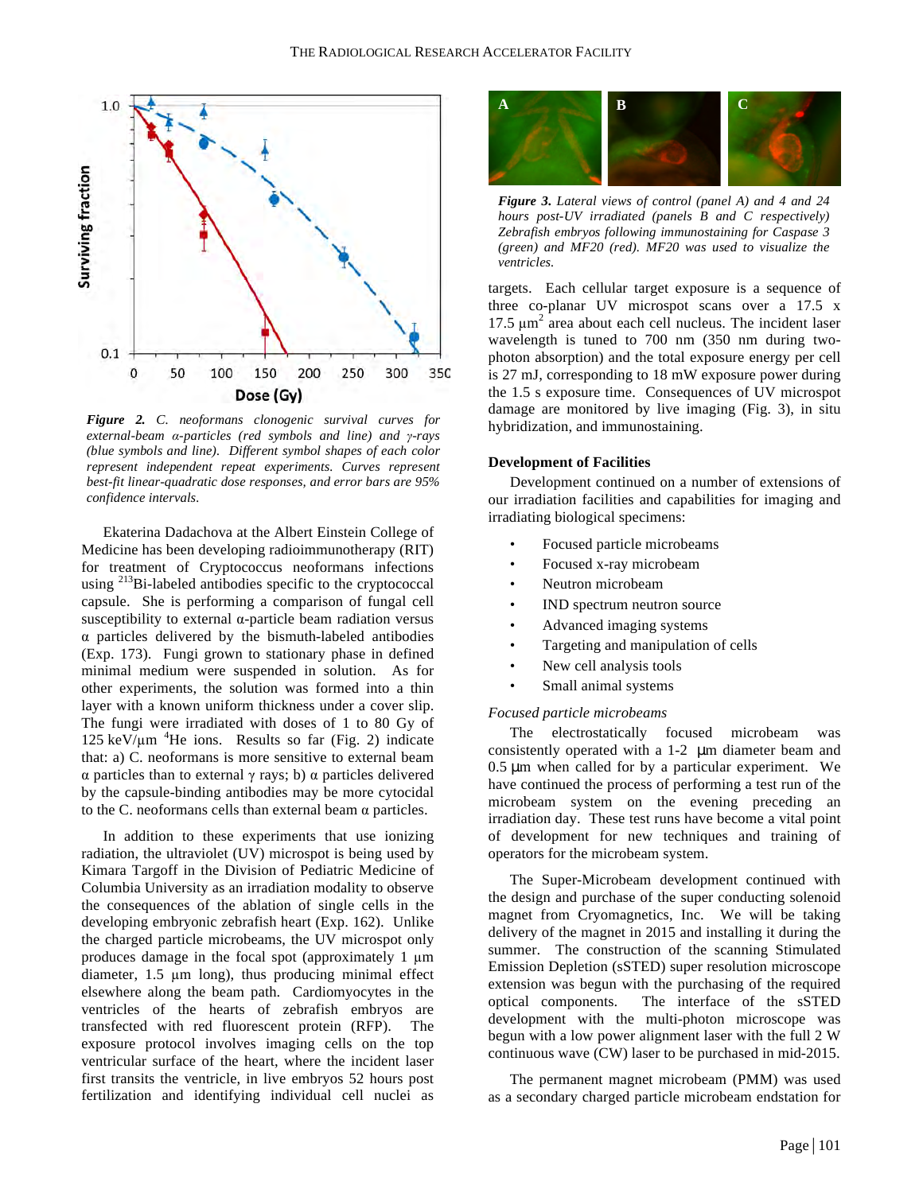*Figure 2. C. neoformans clonogenic survival curves for external-beam α-particles (red symbols and line) and γ-rays (blue symbols and line). Different symbol shapes of each color represent independent repeat experiments. Curves represent best-fit linear-quadratic dose responses, and error bars are 95% confidence intervals.*

Ekaterina Dadachova at the Albert Einstein College of Medicine has been developing radioimmunotherapy (RIT) for treatment of Cryptococcus neoformans infections using $^{213}$Bi-labeled antibodies specific to the cryptococcal capsule. She is performing a comparison of fungal cell susceptibility to external α-particle beam radiation versus α particles delivered by the bismuth-labeled antibodies (Exp. 173). Fungi grown to stationary phase in defined minimal medium were suspended in solution. As for other experiments, the solution was formed into a thin layer with a known uniform thickness under a cover slip. The fungi were irradiated with doses of 1 to 80 Gy of 125 keV/μm $^{4}$He ions. Results so far (Fig. 2) indicate that: a) C. neoformans is more sensitive to external beam α particles than to external γ rays; b) α particles delivered by the capsule-binding antibodies may be more cytocidal to the C. neoformans cells than external beam α particles.

In addition to these experiments that use ionizing radiation, the ultraviolet (UV) microspot is being used by Kimara Targoff in the Division of Pediatric Medicine of Columbia University as an irradiation modality to observe the consequences of the ablation of single cells in the developing embryonic zebrafish heart (Exp. 162). Unlike the charged particle microbeams, the UV microspot only produces damage in the focal spot (approximately 1 μm diameter, 1.5 μm long), thus producing minimal effect elsewhere along the beam path. Cardiomyocytes in the ventricles of the hearts of zebrafish embryos are transfected with red fluorescent protein (RFP). The exposure protocol involves imaging cells on the top ventricular surface of the heart, where the incident laser first transits the ventricle, in live embryos 52 hours post fertilization and identifying individual cell nuclei as targets. Each cellular target exposure is a sequence of three co-planar UV microspot scans over a 17.5 x 17.5 μm$^2$ area about each cell nucleus. The incident laser wavelength is tuned to 700 nm (350 nm during two-photon absorption) and the total exposure energy per cell is 27 mJ, corresponding to 18 mW exposure power during the 1.5 s exposure time. Consequences of UV microspot damage are monitored by live imaging (Fig. 3), in situ hybridization, and immunostaining.

*Figure 3. Lateral views of control (panel A) and 4 and 24 hours post-UV irradiated (panels B and C respectively) Zebrafish embryos following immunostaining for Caspase 3 (green) and MF20 (red). MF20 was used to visualize the ventricles.*

## Development of Facilities

Development continued on a number of extensions of our irradiation facilities and capabilities for imaging and irradiating biological specimens:

- Focused particle microbeams
- Focused x-ray microbeam
- Neutron microbeam
- IND spectrum neutron source
- Advanced imaging systems
- Targeting and manipulation of cells
- New cell analysis tools
- Small animal systems

### *Focused particle microbeams*

The electrostatically focused microbeam was consistently operated with a 1-2 μm diameter beam and 0.5 μm when called for by a particular experiment. We have continued the process of performing a test run of the microbeam system on the evening preceding an irradiation day. These test runs have become a vital point of development for new techniques and training of operators for the microbeam system.

The Super-Microbeam development continued with the design and purchase of the super conducting solenoid magnet from Cryomagnetics, Inc. We will be taking delivery of the magnet in 2015 and installing it during the summer. The construction of the scanning Stimulated Emission Depletion (sSTED) super resolution microscope extension was begun with the purchasing of the required optical components. The interface of the sSTED development with the multi-photon microscope was begun with a low power alignment laser with the full 2 W continuous wave (CW) laser to be purchased in mid-2015.

The permanent magnet microbeam (PMM) was used as a secondary charged particle microbeam endstation for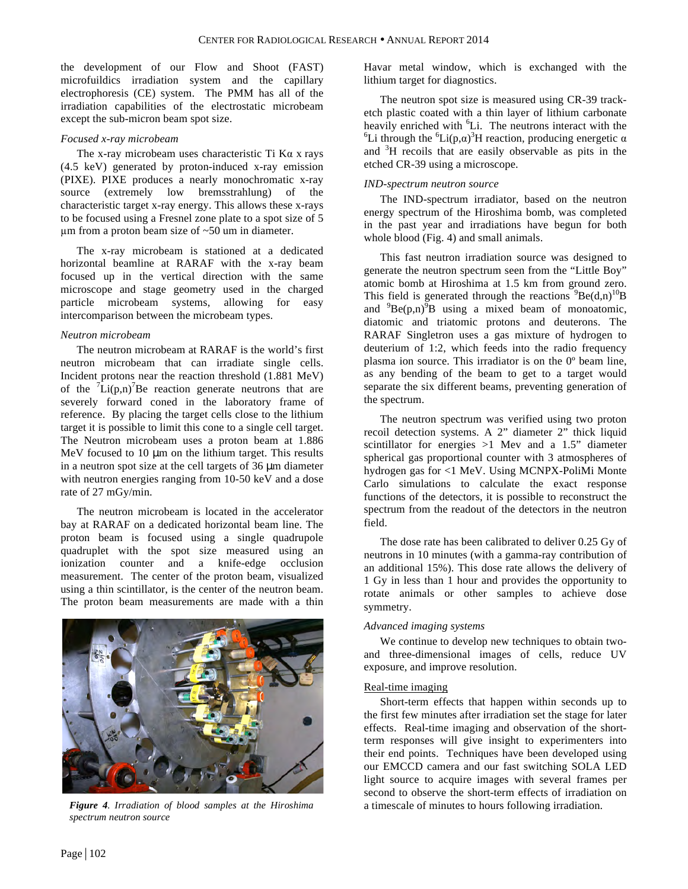the development of our Flow and Shoot (FAST) microfuildics irradiation system and the capillary electrophoresis (CE) system. The PMM has all of the irradiation capabilities of the electrostatic microbeam except the sub-micron beam spot size.

*Focused x-ray microbeam*

The x-ray microbeam uses characteristic Ti Kα x rays (4.5 keV) generated by proton-induced x-ray emission (PIXE). PIXE produces a nearly monochromatic x-ray source (extremely low bremsstrahlung) of the characteristic target x-ray energy. This allows these x-rays to be focused using a Fresnel zone plate to a spot size of 5 µm from a proton beam size of ~50 um in diameter.

The x-ray microbeam is stationed at a dedicated horizontal beamline at RARAF with the x-ray beam focused up in the vertical direction with the same microscope and stage geometry used in the charged particle microbeam systems, allowing for easy intercomparison between the microbeam types.

*Neutron microbeam*

The neutron microbeam at RARAF is the world's first neutron microbeam that can irradiate single cells. Incident protons near the reaction threshold (1.881 MeV) of the $^{7}Li(p,n)^{7}Be$ reaction generate neutrons that are severely forward coned in the laboratory frame of reference. By placing the target cells close to the lithium target it is possible to limit this cone to a single cell target. The Neutron microbeam uses a proton beam at 1.886 MeV focused to 10 µm on the lithium target. This results in a neutron spot size at the cell targets of 36 µm diameter with neutron energies ranging from 10-50 keV and a dose rate of 27 mGy/min.

The neutron microbeam is located in the accelerator bay at RARAF on a dedicated horizontal beam line. The proton beam is focused using a single quadrupole quadruplet with the spot size measured using an ionization counter and a knife-edge occlusion measurement. The center of the proton beam, visualized using a thin scintillator, is the center of the neutron beam. The proton beam measurements are made with a thin Havar metal window, which is exchanged with the lithium target for diagnostics.

***Figure 4**. Irradiation of blood samples at the Hiroshima spectrum neutron source*

The neutron spot size is measured using CR-39 track-etch plastic coated with a thin layer of lithium carbonate heavily enriched with $^{6}Li$. The neutrons interact with the $^{6}Li$ through the $^{6}Li(p,\alpha)^{3}H$ reaction, producing energetic α and $^{3}H$ recoils that are easily observable as pits in the etched CR-39 using a microscope.

*IND-spectrum neutron source*

The IND-spectrum irradiator, based on the neutron energy spectrum of the Hiroshima bomb, was completed in the past year and irradiations have begun for both whole blood (Fig. 4) and small animals.

This fast neutron irradiation source was designed to generate the neutron spectrum seen from the "Little Boy" atomic bomb at Hiroshima at 1.5 km from ground zero. This field is generated through the reactions $^{9}Be(d,n)^{10}B$ and $^{9}Be(p,n)^{9}B$ using a mixed beam of monoatomic, diatomic and triatomic protons and deuterons. The RARAF Singletron uses a gas mixture of hydrogen to deuterium of 1:2, which feeds into the radio frequency plasma ion source. This irradiator is on the 0º beam line, as any bending of the beam to get to a target would separate the six different beams, preventing generation of the spectrum.

The neutron spectrum was verified using two proton recoil detection systems. A 2" diameter 2" thick liquid scintillator for energies >1 Mev and a 1.5" diameter spherical gas proportional counter with 3 atmospheres of hydrogen gas for <1 MeV. Using MCNPX-PoliMi Monte Carlo simulations to calculate the exact response functions of the detectors, it is possible to reconstruct the spectrum from the readout of the detectors in the neutron field.

The dose rate has been calibrated to deliver 0.25 Gy of neutrons in 10 minutes (with a gamma-ray contribution of an additional 15%). This dose rate allows the delivery of 1 Gy in less than 1 hour and provides the opportunity to rotate animals or other samples to achieve dose symmetry.

*Advanced imaging systems*

We continue to develop new techniques to obtain two- and three-dimensional images of cells, reduce UV exposure, and improve resolution.

Real-time imaging

Short-term effects that happen within seconds up to the first few minutes after irradiation set the stage for later effects. Real-time imaging and observation of the short-term responses will give insight to experimenters into their end points. Techniques have been developed using our EMCCD camera and our fast switching SOLA LED light source to acquire images with several frames per second to observe the short-term effects of irradiation on a timescale of minutes to hours following irradiation.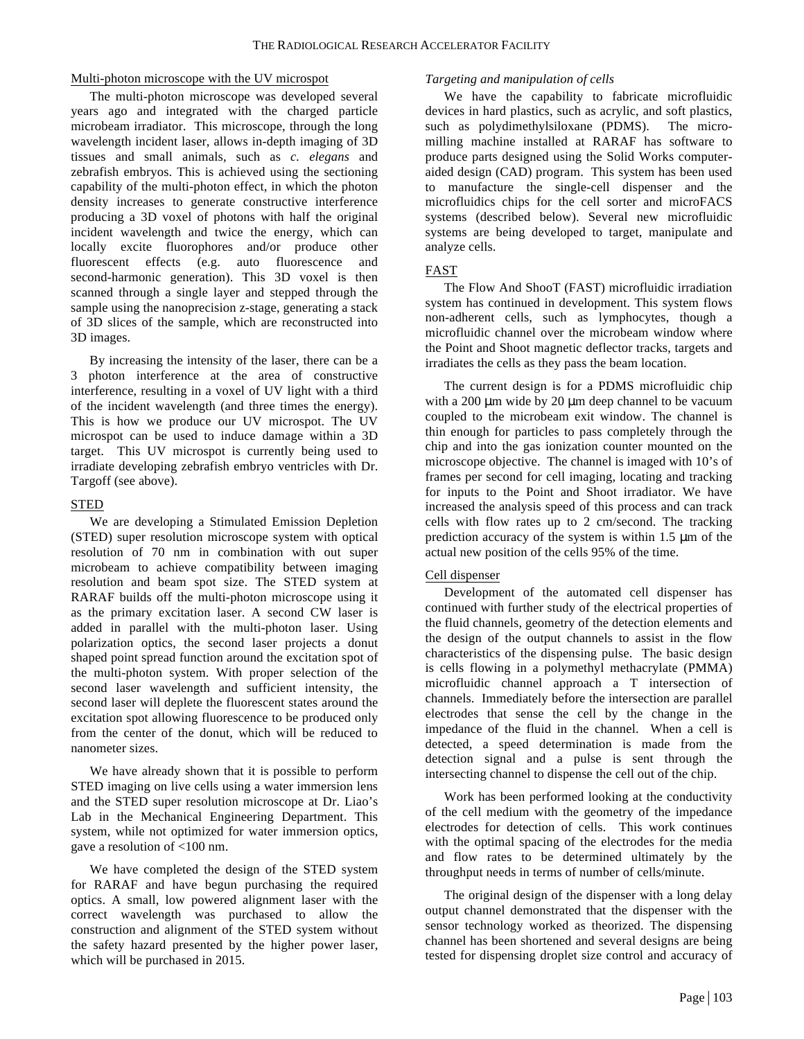### Multi-photon microscope with the UV microspot

The multi-photon microscope was developed several years ago and integrated with the charged particle microbeam irradiator. This microscope, through the long wavelength incident laser, allows in-depth imaging of 3D tissues and small animals, such as *c. elegans* and zebrafish embryos. This is achieved using the sectioning capability of the multi-photon effect, in which the photon density increases to generate constructive interference producing a 3D voxel of photons with half the original incident wavelength and twice the energy, which can locally excite fluorophores and/or produce other fluorescent effects (e.g. auto fluorescence and second-harmonic generation). This 3D voxel is then scanned through a single layer and stepped through the sample using the nanoprecision z-stage, generating a stack of 3D slices of the sample, which are reconstructed into 3D images.

By increasing the intensity of the laser, there can be a 3 photon interference at the area of constructive interference, resulting in a voxel of UV light with a third of the incident wavelength (and three times the energy). This is how we produce our UV microspot. The UV microspot can be used to induce damage within a 3D target. This UV microspot is currently being used to irradiate developing zebrafish embryo ventricles with Dr. Targoff (see above).

### STED

We are developing a Stimulated Emission Depletion (STED) super resolution microscope system with optical resolution of 70 nm in combination with out super microbeam to achieve compatibility between imaging resolution and beam spot size. The STED system at RARAF builds off the multi-photon microscope using it as the primary excitation laser. A second CW laser is added in parallel with the multi-photon laser. Using polarization optics, the second laser projects a donut shaped point spread function around the excitation spot of the multi-photon system. With proper selection of the second laser wavelength and sufficient intensity, the second laser will deplete the fluorescent states around the excitation spot allowing fluorescence to be produced only from the center of the donut, which will be reduced to nanometer sizes.

We have already shown that it is possible to perform STED imaging on live cells using a water immersion lens and the STED super resolution microscope at Dr. Liao's Lab in the Mechanical Engineering Department. This system, while not optimized for water immersion optics, gave a resolution of <100 nm.

We have completed the design of the STED system for RARAF and have begun purchasing the required optics. A small, low powered alignment laser with the correct wavelength was purchased to allow the construction and alignment of the STED system without the safety hazard presented by the higher power laser, which will be purchased in 2015.

### *Targeting and manipulation of cells*

We have the capability to fabricate microfluidic devices in hard plastics, such as acrylic, and soft plastics, such as polydimethylsiloxane (PDMS). The micro-milling machine installed at RARAF has software to produce parts designed using the Solid Works computer-aided design (CAD) program. This system has been used to manufacture the single-cell dispenser and the microfluidics chips for the cell sorter and microFACS systems (described below). Several new microfluidic systems are being developed to target, manipulate and analyze cells.

### FAST

The Flow And ShooT (FAST) microfluidic irradiation system has continued in development. This system flows non-adherent cells, such as lymphocytes, though a microfluidic channel over the microbeam window where the Point and Shoot magnetic deflector tracks, targets and irradiates the cells as they pass the beam location.

The current design is for a PDMS microfluidic chip with a 200 µm wide by 20 µm deep channel to be vacuum coupled to the microbeam exit window. The channel is thin enough for particles to pass completely through the chip and into the gas ionization counter mounted on the microscope objective. The channel is imaged with 10's of frames per second for cell imaging, locating and tracking for inputs to the Point and Shoot irradiator. We have increased the analysis speed of this process and can track cells with flow rates up to 2 cm/second. The tracking prediction accuracy of the system is within 1.5 µm of the actual new position of the cells 95% of the time.

### Cell dispenser

Development of the automated cell dispenser has continued with further study of the electrical properties of the fluid channels, geometry of the detection elements and the design of the output channels to assist in the flow characteristics of the dispensing pulse. The basic design is cells flowing in a polymethyl methacrylate (PMMA) microfluidic channel approach a T intersection of channels. Immediately before the intersection are parallel electrodes that sense the cell by the change in the impedance of the fluid in the channel. When a cell is detected, a speed determination is made from the detection signal and a pulse is sent through the intersecting channel to dispense the cell out of the chip.

Work has been performed looking at the conductivity of the cell medium with the geometry of the impedance electrodes for detection of cells. This work continues with the optimal spacing of the electrodes for the media and flow rates to be determined ultimately by the throughput needs in terms of number of cells/minute.

The original design of the dispenser with a long delay output channel demonstrated that the dispenser with the sensor technology worked as theorized. The dispensing channel has been shortened and several designs are being tested for dispensing droplet size control and accuracy of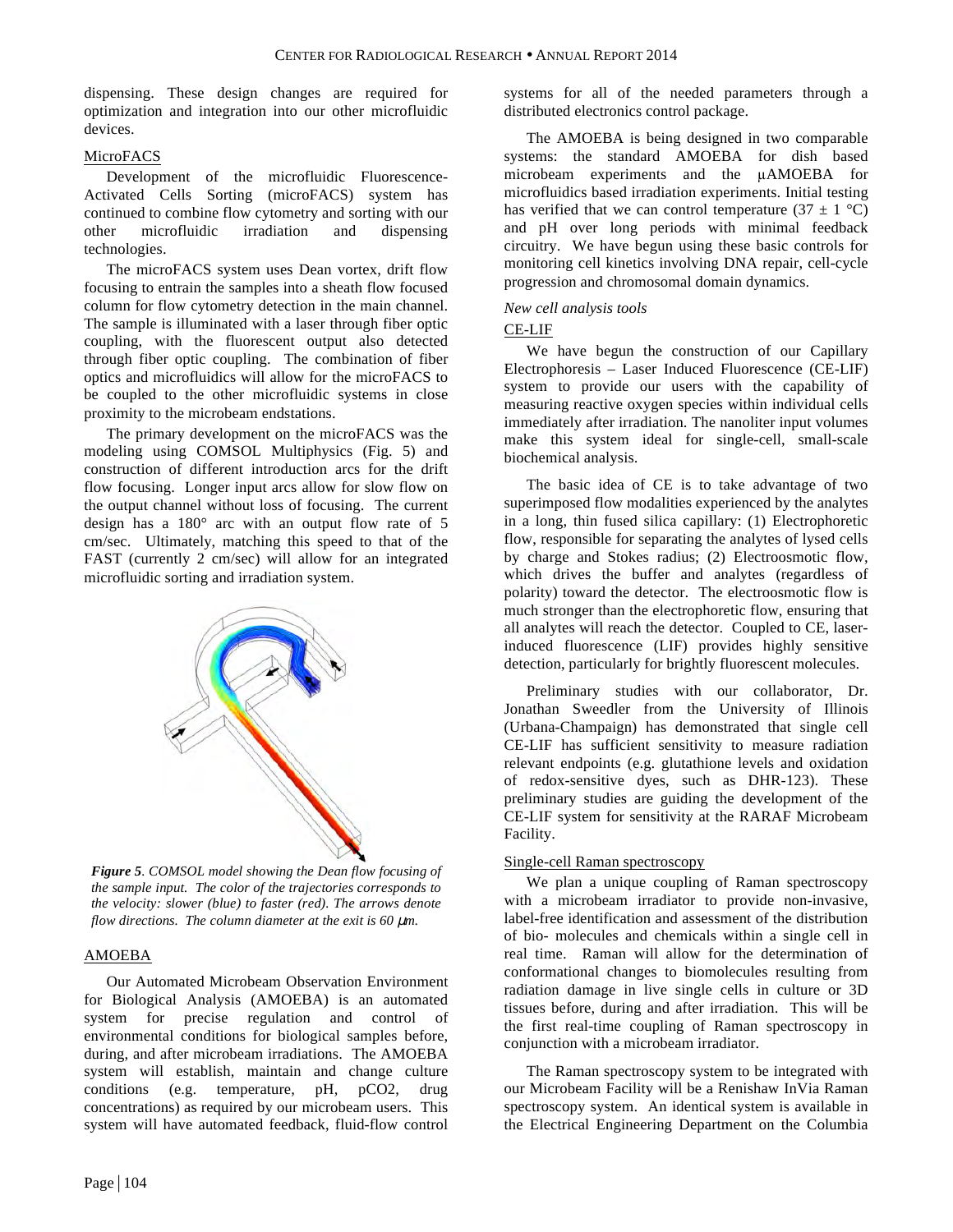dispensing. These design changes are required for optimization and integration into our other microfluidic devices.

MicroFACS

Development of the microfluidic Fluorescence-Activated Cells Sorting (microFACS) system has continued to combine flow cytometry and sorting with our other microfluidic irradiation and dispensing technologies.

The microFACS system uses Dean vortex, drift flow focusing to entrain the samples into a sheath flow focused column for flow cytometry detection in the main channel. The sample is illuminated with a laser through fiber optic coupling, with the fluorescent output also detected through fiber optic coupling. The combination of fiber optics and microfluidics will allow for the microFACS to be coupled to the other microfluidic systems in close proximity to the microbeam endstations.

The primary development on the microFACS was the modeling using COMSOL Multiphysics (Fig. 5) and construction of different introduction arcs for the drift flow focusing. Longer input arcs allow for slow flow on the output channel without loss of focusing. The current design has a 180° arc with an output flow rate of 5 cm/sec. Ultimately, matching this speed to that of the FAST (currently 2 cm/sec) will allow for an integrated microfluidic sorting and irradiation system.

***Figure 5****. COMSOL model showing the Dean flow focusing of the sample input. The color of the trajectories corresponds to the velocity: slower (blue) to faster (red). The arrows denote flow directions. The column diameter at the exit is 60 μm.*

AMOEBA

Our Automated Microbeam Observation Environment for Biological Analysis (AMOEBA) is an automated system for precise regulation and control of environmental conditions for biological samples before, during, and after microbeam irradiations. The AMOEBA system will establish, maintain and change culture conditions (e.g. temperature, pH, pCO2, drug concentrations) as required by our microbeam users. This system will have automated feedback, fluid-flow control systems for all of the needed parameters through a distributed electronics control package.

The AMOEBA is being designed in two comparable systems: the standard AMOEBA for dish based microbeam experiments and the μAMOEBA for microfluidics based irradiation experiments. Initial testing has verified that we can control temperature (37 ± 1 °C) and pH over long periods with minimal feedback circuitry. We have begun using these basic controls for monitoring cell kinetics involving DNA repair, cell-cycle progression and chromosomal domain dynamics.

*New cell analysis tools*

CE-LIF

We have begun the construction of our Capillary Electrophoresis – Laser Induced Fluorescence (CE-LIF) system to provide our users with the capability of measuring reactive oxygen species within individual cells immediately after irradiation. The nanoliter input volumes make this system ideal for single-cell, small-scale biochemical analysis.

The basic idea of CE is to take advantage of two superimposed flow modalities experienced by the analytes in a long, thin fused silica capillary: (1) Electrophoretic flow, responsible for separating the analytes of lysed cells by charge and Stokes radius; (2) Electroosmotic flow, which drives the buffer and analytes (regardless of polarity) toward the detector. The electroosmotic flow is much stronger than the electrophoretic flow, ensuring that all analytes will reach the detector. Coupled to CE, laser-induced fluorescence (LIF) provides highly sensitive detection, particularly for brightly fluorescent molecules.

Preliminary studies with our collaborator, Dr. Jonathan Sweedler from the University of Illinois (Urbana-Champaign) has demonstrated that single cell CE-LIF has sufficient sensitivity to measure radiation relevant endpoints (e.g. glutathione levels and oxidation of redox-sensitive dyes, such as DHR-123). These preliminary studies are guiding the development of the CE-LIF system for sensitivity at the RARAF Microbeam Facility.

Single-cell Raman spectroscopy

We plan a unique coupling of Raman spectroscopy with a microbeam irradiator to provide non-invasive, label-free identification and assessment of the distribution of bio- molecules and chemicals within a single cell in real time. Raman will allow for the determination of conformational changes to biomolecules resulting from radiation damage in live single cells in culture or 3D tissues before, during and after irradiation. This will be the first real-time coupling of Raman spectroscopy in conjunction with a microbeam irradiator.

The Raman spectroscopy system to be integrated with our Microbeam Facility will be a Renishaw InVia Raman spectroscopy system. An identical system is available in the Electrical Engineering Department on the Columbia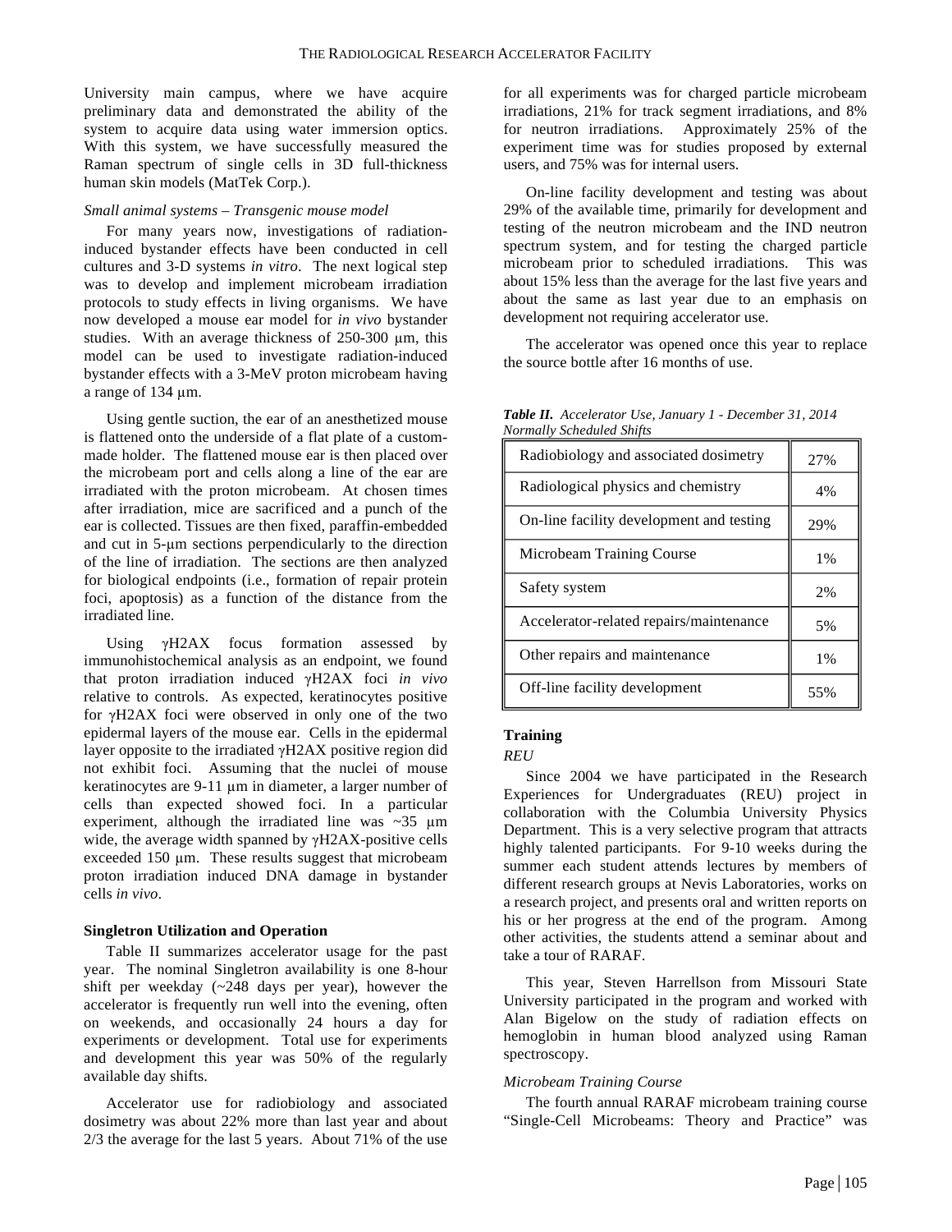University main campus, where we have acquire preliminary data and demonstrated the ability of the system to acquire data using water immersion optics. With this system, we have successfully measured the Raman spectrum of single cells in 3D full-thickness human skin models (MatTek Corp.).

*Small animal systems – Transgenic mouse model*

For many years now, investigations of radiation-induced bystander effects have been conducted in cell cultures and 3-D systems *in vitro*. The next logical step was to develop and implement microbeam irradiation protocols to study effects in living organisms. We have now developed a mouse ear model for *in vivo* bystander studies. With an average thickness of 250-300 μm, this model can be used to investigate radiation-induced bystander effects with a 3-MeV proton microbeam having a range of 134 μm.

Using gentle suction, the ear of an anesthetized mouse is flattened onto the underside of a flat plate of a custom-made holder. The flattened mouse ear is then placed over the microbeam port and cells along a line of the ear are irradiated with the proton microbeam. At chosen times after irradiation, mice are sacrificed and a punch of the ear is collected. Tissues are then fixed, paraffin-embedded and cut in 5-μm sections perpendicularly to the direction of the line of irradiation. The sections are then analyzed for biological endpoints (i.e., formation of repair protein foci, apoptosis) as a function of the distance from the irradiated line.

Using γH2AX focus formation assessed by immunohistochemical analysis as an endpoint, we found that proton irradiation induced γH2AX foci *in vivo* relative to controls. As expected, keratinocytes positive for γH2AX foci were observed in only one of the two epidermal layers of the mouse ear. Cells in the epidermal layer opposite to the irradiated γH2AX positive region did not exhibit foci. Assuming that the nuclei of mouse keratinocytes are 9-11 μm in diameter, a larger number of cells than expected showed foci. In a particular experiment, although the irradiated line was ~35 μm wide, the average width spanned by γH2AX-positive cells exceeded 150 μm. These results suggest that microbeam proton irradiation induced DNA damage in bystander cells *in vivo*.

### Singletron Utilization and Operation

Table II summarizes accelerator usage for the past year. The nominal Singletron availability is one 8-hour shift per weekday (~248 days per year), however the accelerator is frequently run well into the evening, often on weekends, and occasionally 24 hours a day for experiments or development. Total use for experiments and development this year was 50% of the regularly available day shifts.

Accelerator use for radiobiology and associated dosimetry was about 22% more than last year and about 2/3 the average for the last 5 years. About 71% of the use for all experiments was for charged particle microbeam irradiations, 21% for track segment irradiations, and 8% for neutron irradiations. Approximately 25% of the experiment time was for studies proposed by external users, and 75% was for internal users.

On-line facility development and testing was about 29% of the available time, primarily for development and testing of the neutron microbeam and the IND neutron spectrum system, and for testing the charged particle microbeam prior to scheduled irradiations. This was about 15% less than the average for the last five years and about the same as last year due to an emphasis on development not requiring accelerator use.

The accelerator was opened once this year to replace the source bottle after 16 months of use.

***Table II.*** *Accelerator Use, January 1 - December 31, 2014 Normally Scheduled Shifts*

| | |
|---|---|
| Radiobiology and associated dosimetry | 27% |
| Radiological physics and chemistry | 4% |
| On-line facility development and testing | 29% |
| Microbeam Training Course | 1% |
| Safety system | 2% |
| Accelerator-related repairs/maintenance | 5% |
| Other repairs and maintenance | 1% |
| Off-line facility development | 55% |

### Training

*REU*

Since 2004 we have participated in the Research Experiences for Undergraduates (REU) project in collaboration with the Columbia University Physics Department. This is a very selective program that attracts highly talented participants. For 9-10 weeks during the summer each student attends lectures by members of different research groups at Nevis Laboratories, works on a research project, and presents oral and written reports on his or her progress at the end of the program. Among other activities, the students attend a seminar about and take a tour of RARAF.

This year, Steven Harrellson from Missouri State University participated in the program and worked with Alan Bigelow on the study of radiation effects on hemoglobin in human blood analyzed using Raman spectroscopy.

*Microbeam Training Course*

The fourth annual RARAF microbeam training course "Single-Cell Microbeams: Theory and Practice" was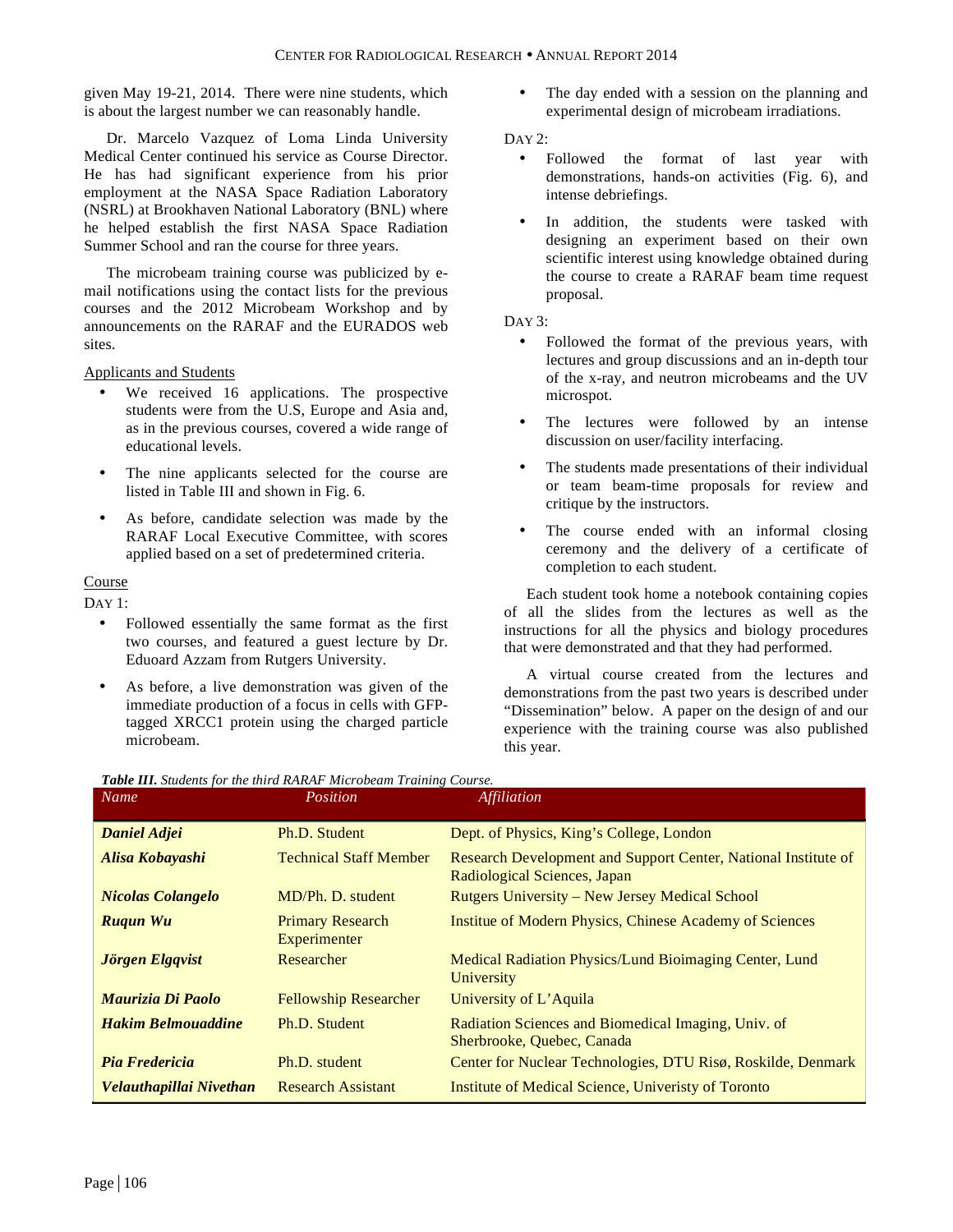given May 19-21, 2014. There were nine students, which is about the largest number we can reasonably handle.

Dr. Marcelo Vazquez of Loma Linda University Medical Center continued his service as Course Director. He has had significant experience from his prior employment at the NASA Space Radiation Laboratory (NSRL) at Brookhaven National Laboratory (BNL) where he helped establish the first NASA Space Radiation Summer School and ran the course for three years.

The microbeam training course was publicized by e-mail notifications using the contact lists for the previous courses and the 2012 Microbeam Workshop and by announcements on the RARAF and the EURADOS web sites.

Applicants and Students

- We received 16 applications. The prospective students were from the U.S, Europe and Asia and, as in the previous courses, covered a wide range of educational levels.
- The nine applicants selected for the course are listed in Table III and shown in Fig. 6.
- As before, candidate selection was made by the RARAF Local Executive Committee, with scores applied based on a set of predetermined criteria.

Course

DAY 1:

- Followed essentially the same format as the first two courses, and featured a guest lecture by Dr. Eduoard Azzam from Rutgers University.
- As before, a live demonstration was given of the immediate production of a focus in cells with GFP-tagged XRCC1 protein using the charged particle microbeam.
- The day ended with a session on the planning and experimental design of microbeam irradiations.

DAY 2:

- Followed the format of last year with demonstrations, hands-on activities (Fig. 6), and intense debriefings.
- In addition, the students were tasked with designing an experiment based on their own scientific interest using knowledge obtained during the course to create a RARAF beam time request proposal.

DAY 3:

- Followed the format of the previous years, with lectures and group discussions and an in-depth tour of the x-ray, and neutron microbeams and the UV microspot.
- The lectures were followed by an intense discussion on user/facility interfacing.
- The students made presentations of their individual or team beam-time proposals for review and critique by the instructors.
- The course ended with an informal closing ceremony and the delivery of a certificate of completion to each student.

Each student took home a notebook containing copies of all the slides from the lectures as well as the instructions for all the physics and biology procedures that were demonstrated and that they had performed.

A virtual course created from the lectures and demonstrations from the past two years is described under "Dissemination" below. A paper on the design of and our experience with the training course was also published this year.

***Table III.*** *Students for the third RARAF Microbeam Training Course.*

| *Name* | *Position* | *Affiliation* |
|---|---|---|
| ***Daniel Adjei*** | Ph.D. Student | Dept. of Physics, King's College, London |
| ***Alisa Kobayashi*** | Technical Staff Member | Research Development and Support Center, National Institute of Radiological Sciences, Japan |
| ***Nicolas Colangelo*** | MD/Ph. D. student | Rutgers University – New Jersey Medical School |
| ***Ruqun Wu*** | Primary Research Experimenter | Institue of Modern Physics, Chinese Academy of Sciences |
| ***Jörgen Elgqvist*** | Researcher | Medical Radiation Physics/Lund Bioimaging Center, Lund University |
| ***Maurizia Di Paolo*** | Fellowship Researcher | University of L'Aquila |
| ***Hakim Belmouaddine*** | Ph.D. Student | Radiation Sciences and Biomedical Imaging, Univ. of Sherbrooke, Quebec, Canada |
| ***Pia Fredericia*** | Ph.D. student | Center for Nuclear Technologies, DTU Risø, Roskilde, Denmark |
| ***Velauthapillai Nivethan*** | Research Assistant | Institute of Medical Science, Univeristy of Toronto |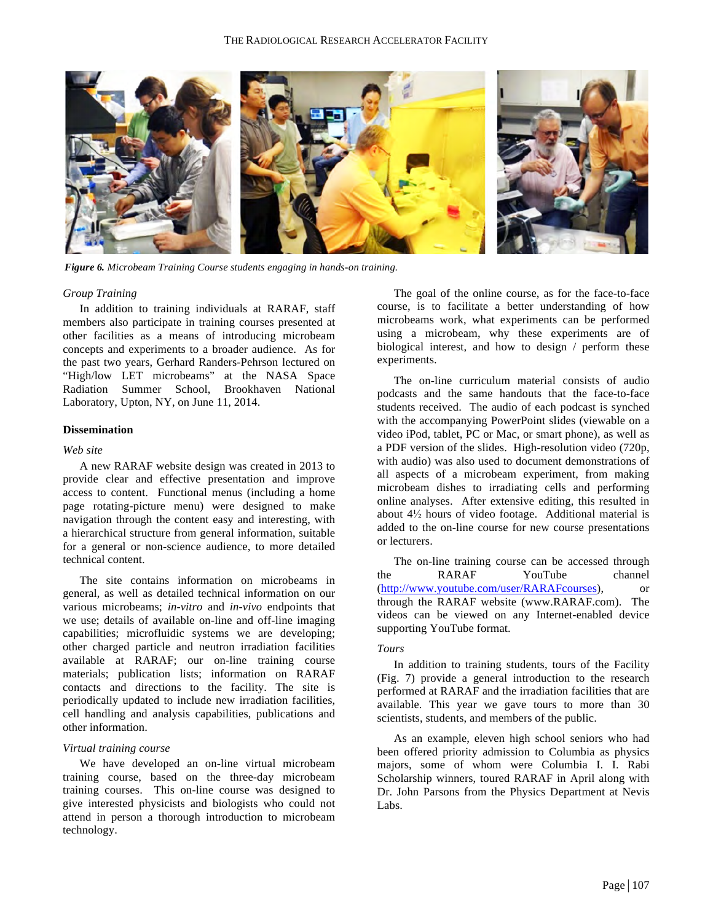*Figure 6. Microbeam Training Course students engaging in hands-on training.*

### *Group Training*

In addition to training individuals at RARAF, staff members also participate in training courses presented at other facilities as a means of introducing microbeam concepts and experiments to a broader audience. As for the past two years, Gerhard Randers-Pehrson lectured on "High/low LET microbeams" at the NASA Space Radiation Summer School, Brookhaven National Laboratory, Upton, NY, on June 11, 2014.

## **Dissemination**

### *Web site*

A new RARAF website design was created in 2013 to provide clear and effective presentation and improve access to content. Functional menus (including a home page rotating-picture menu) were designed to make navigation through the content easy and interesting, with a hierarchical structure from general information, suitable for a general or non-science audience, to more detailed technical content.

The site contains information on microbeams in general, as well as detailed technical information on our various microbeams; *in-vitro* and *in-vivo* endpoints that we use; details of available on-line and off-line imaging capabilities; microfluidic systems we are developing; other charged particle and neutron irradiation facilities available at RARAF; our on-line training course materials; publication lists; information on RARAF contacts and directions to the facility. The site is periodically updated to include new irradiation facilities, cell handling and analysis capabilities, publications and other information.

### *Virtual training course*

We have developed an on-line virtual microbeam training course, based on the three-day microbeam training courses. This on-line course was designed to give interested physicists and biologists who could not attend in person a thorough introduction to microbeam technology.

The goal of the online course, as for the face-to-face course, is to facilitate a better understanding of how microbeams work, what experiments can be performed using a microbeam, why these experiments are of biological interest, and how to design / perform these experiments.

The on-line curriculum material consists of audio podcasts and the same handouts that the face-to-face students received. The audio of each podcast is synched with the accompanying PowerPoint slides (viewable on a video iPod, tablet, PC or Mac, or smart phone), as well as a PDF version of the slides. High-resolution video (720p, with audio) was also used to document demonstrations of all aspects of a microbeam experiment, from making microbeam dishes to irradiating cells and performing online analyses. After extensive editing, this resulted in about 4½ hours of video footage. Additional material is added to the on-line course for new course presentations or lecturers.

The on-line training course can be accessed through the RARAF YouTube channel (http://www.youtube.com/user/RARAFcourses), or through the RARAF website (www.RARAF.com). The videos can be viewed on any Internet-enabled device supporting YouTube format.

### *Tours*

In addition to training students, tours of the Facility (Fig. 7) provide a general introduction to the research performed at RARAF and the irradiation facilities that are available. This year we gave tours to more than 30 scientists, students, and members of the public.

As an example, eleven high school seniors who had been offered priority admission to Columbia as physics majors, some of whom were Columbia I. I. Rabi Scholarship winners, toured RARAF in April along with Dr. John Parsons from the Physics Department at Nevis Labs.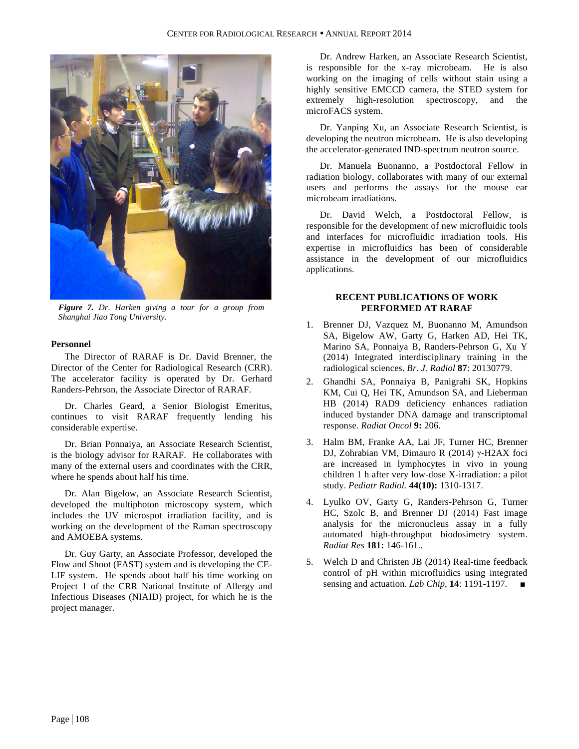*Figure 7. Dr. Harken giving a tour for a group from Shanghai Jiao Tong University.*

### Personnel

The Director of RARAF is Dr. David Brenner, the Director of the Center for Radiological Research (CRR). The accelerator facility is operated by Dr. Gerhard Randers-Pehrson, the Associate Director of RARAF.

Dr. Charles Geard, a Senior Biologist Emeritus, continues to visit RARAF frequently lending his considerable expertise.

Dr. Brian Ponnaiya, an Associate Research Scientist, is the biology advisor for RARAF. He collaborates with many of the external users and coordinates with the CRR, where he spends about half his time.

Dr. Alan Bigelow, an Associate Research Scientist, developed the multiphoton microscopy system, which includes the UV microspot irradiation facility, and is working on the development of the Raman spectroscopy and AMOEBA systems.

Dr. Guy Garty, an Associate Professor, developed the Flow and Shoot (FAST) system and is developing the CE-LIF system. He spends about half his time working on Project 1 of the CRR National Institute of Allergy and Infectious Diseases (NIAID) project, for which he is the project manager.

Dr. Andrew Harken, an Associate Research Scientist, is responsible for the x-ray microbeam. He is also working on the imaging of cells without stain using a highly sensitive EMCCD camera, the STED system for extremely high-resolution spectroscopy, and the microFACS system.

Dr. Yanping Xu, an Associate Research Scientist, is developing the neutron microbeam. He is also developing the accelerator-generated IND-spectrum neutron source.

Dr. Manuela Buonanno, a Postdoctoral Fellow in radiation biology, collaborates with many of our external users and performs the assays for the mouse ear microbeam irradiations.

Dr. David Welch, a Postdoctoral Fellow, is responsible for the development of new microfluidic tools and interfaces for microfluidic irradiation tools. His expertise in microfluidics has been of considerable assistance in the development of our microfluidics applications.

### RECENT PUBLICATIONS OF WORK PERFORMED AT RARAF

1. Brenner DJ, Vazquez M, Buonanno M, Amundson SA, Bigelow AW, Garty G, Harken AD, Hei TK, Marino SA, Ponnaiya B, Randers-Pehrson G, Xu Y (2014) Integrated interdisciplinary training in the radiological sciences. *Br. J. Radiol* **87**: 20130779.
2. Ghandhi SA, Ponnaiya B, Panigrahi SK, Hopkins KM, Cui Q, Hei TK, Amundson SA, and Lieberman HB (2014) RAD9 deficiency enhances radiation induced bystander DNA damage and transcriptomal response. *Radiat Oncol* **9:** 206.
3. Halm BM, Franke AA, Lai JF, Turner HC, Brenner DJ, Zohrabian VM, Dimauro R (2014) γ-H2AX foci are increased in lymphocytes in vivo in young children 1 h after very low-dose X-irradiation: a pilot study. *Pediatr Radiol.* **44(10):** 1310-1317.
4. Lyulko OV, Garty G, Randers-Pehrson G, Turner HC, Szolc B, and Brenner DJ (2014) Fast image analysis for the micronucleus assay in a fully automated high-throughput biodosimetry system. *Radiat Res* **181:** 146-161..
5. Welch D and Christen JB (2014) Real-time feedback control of pH within microfluidics using integrated sensing and actuation. *Lab Chip*, **14**: 1191-1197. ■